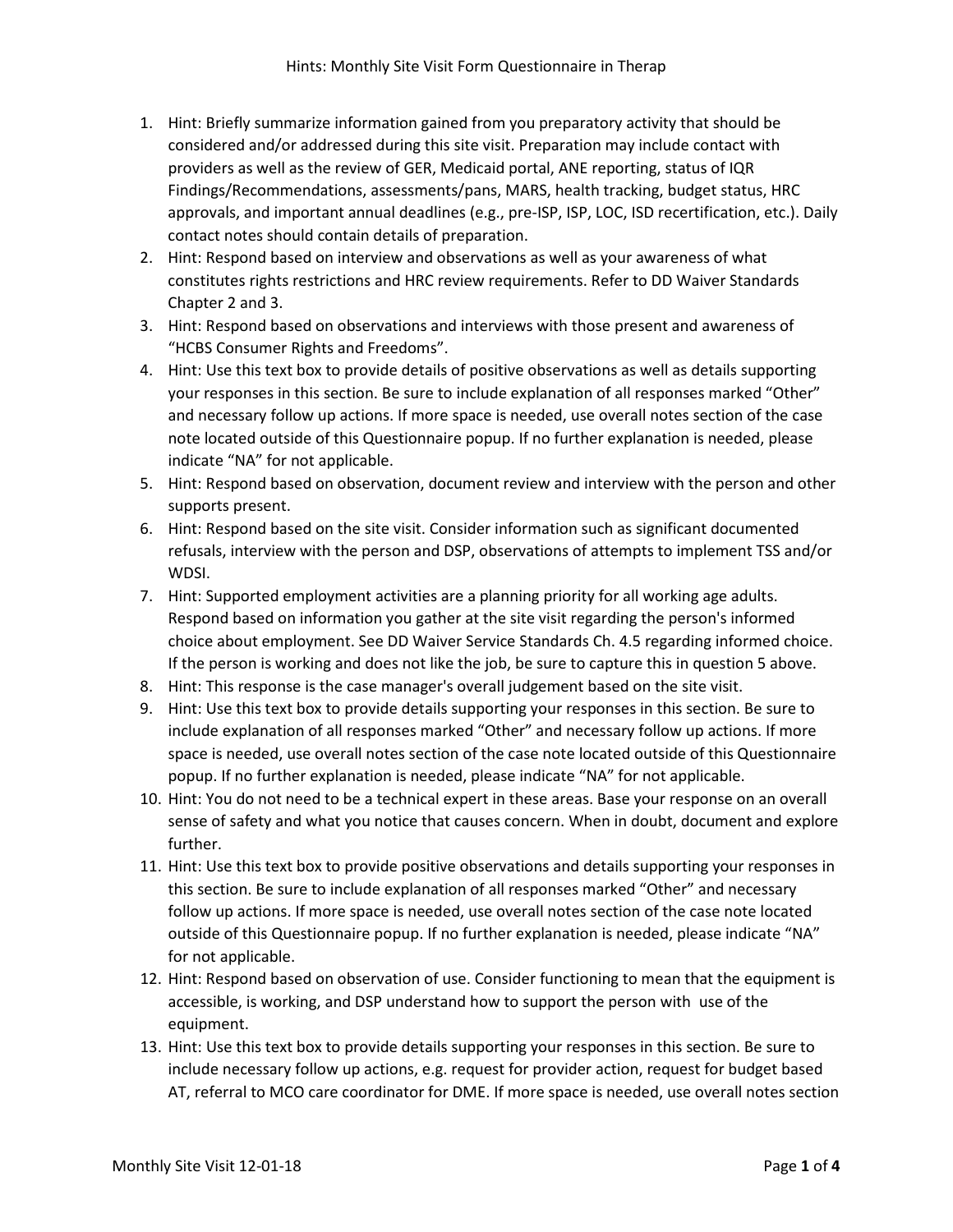# Hints: Monthly Site Visit Form Questionnaire in Therap

1. Hint: Briefly summarize information gained from you preparatory activity that should be considered and/or addressed during this site visit. Preparation may include contact with providers as well as the review of GER, Medicaid portal, ANE reporting, status of IQR Findings/Recommendations, assessments/pans, MARS, health tracking, budget status, HRC approvals, and important annual deadlines (e.g., pre-ISP, ISP, LOC, ISD recertification, etc.). Daily contact notes should contain details of preparation.
2. Hint: Respond based on interview and observations as well as your awareness of what constitutes rights restrictions and HRC review requirements. Refer to DD Waiver Standards Chapter 2 and 3.
3. Hint: Respond based on observations and interviews with those present and awareness of "HCBS Consumer Rights and Freedoms".
4. Hint: Use this text box to provide details of positive observations as well as details supporting your responses in this section. Be sure to include explanation of all responses marked "Other" and necessary follow up actions. If more space is needed, use overall notes section of the case note located outside of this Questionnaire popup. If no further explanation is needed, please indicate "NA" for not applicable.
5. Hint: Respond based on observation, document review and interview with the person and other supports present.
6. Hint: Respond based on the site visit. Consider information such as significant documented refusals, interview with the person and DSP, observations of attempts to implement TSS and/or WDSI.
7. Hint: Supported employment activities are a planning priority for all working age adults. Respond based on information you gather at the site visit regarding the person's informed choice about employment. See DD Waiver Service Standards Ch. 4.5 regarding informed choice. If the person is working and does not like the job, be sure to capture this in question 5 above.
8. Hint: This response is the case manager's overall judgement based on the site visit.
9. Hint: Use this text box to provide details supporting your responses in this section. Be sure to include explanation of all responses marked "Other" and necessary follow up actions. If more space is needed, use overall notes section of the case note located outside of this Questionnaire popup. If no further explanation is needed, please indicate "NA" for not applicable.
10. Hint: You do not need to be a technical expert in these areas. Base your response on an overall sense of safety and what you notice that causes concern. When in doubt, document and explore further.
11. Hint: Use this text box to provide positive observations and details supporting your responses in this section. Be sure to include explanation of all responses marked "Other" and necessary follow up actions. If more space is needed, use overall notes section of the case note located outside of this Questionnaire popup. If no further explanation is needed, please indicate "NA" for not applicable.
12. Hint: Respond based on observation of use. Consider functioning to mean that the equipment is accessible, is working, and DSP understand how to support the person with use of the equipment.
13. Hint: Use this text box to provide details supporting your responses in this section. Be sure to include necessary follow up actions, e.g. request for provider action, request for budget based AT, referral to MCO care coordinator for DME. If more space is needed, use overall notes section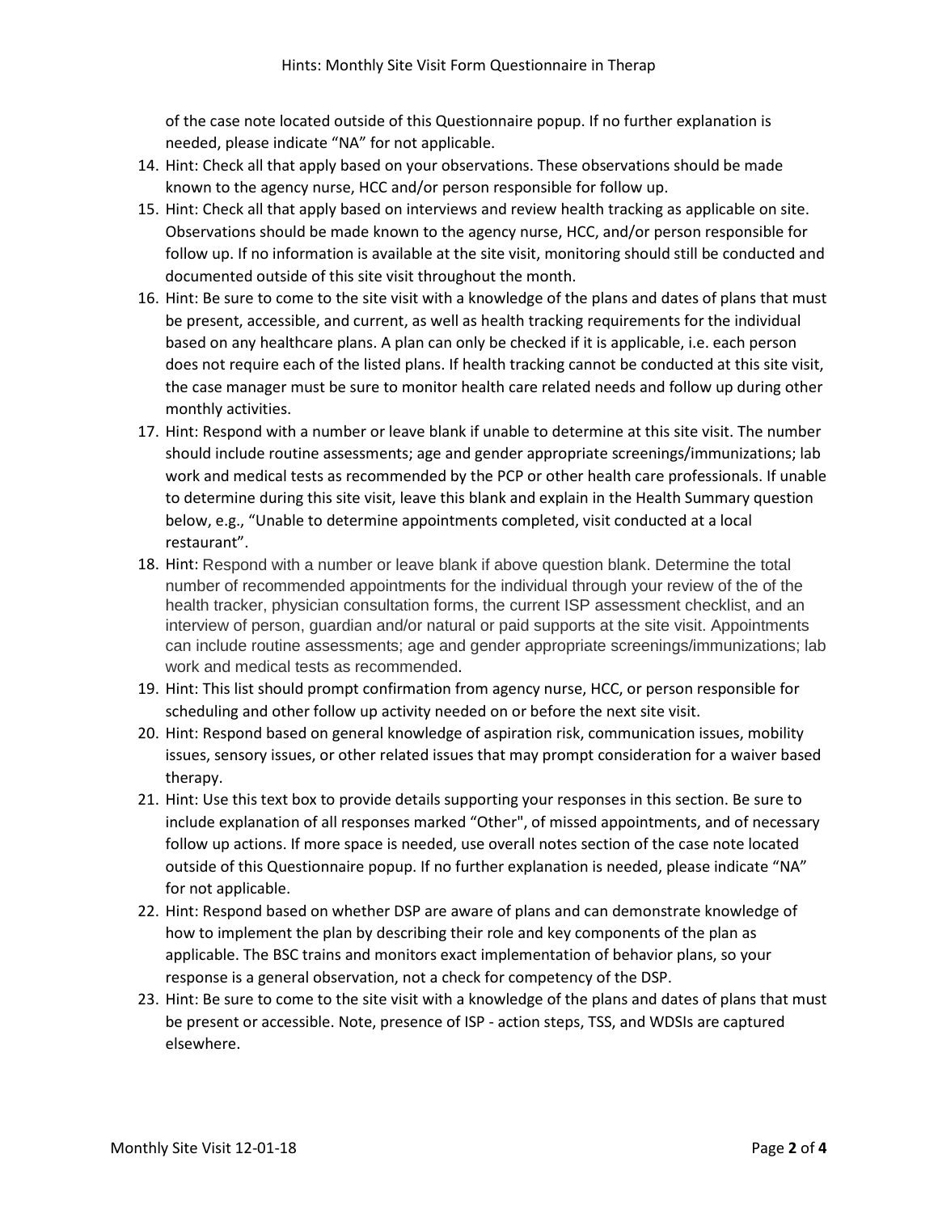of the case note located outside of this Questionnaire popup. If no further explanation is needed, please indicate "NA" for not applicable.

14. Hint: Check all that apply based on your observations. These observations should be made known to the agency nurse, HCC and/or person responsible for follow up.
15. Hint: Check all that apply based on interviews and review health tracking as applicable on site. Observations should be made known to the agency nurse, HCC, and/or person responsible for follow up. If no information is available at the site visit, monitoring should still be conducted and documented outside of this site visit throughout the month.
16. Hint: Be sure to come to the site visit with a knowledge of the plans and dates of plans that must be present, accessible, and current, as well as health tracking requirements for the individual based on any healthcare plans. A plan can only be checked if it is applicable, i.e. each person does not require each of the listed plans. If health tracking cannot be conducted at this site visit, the case manager must be sure to monitor health care related needs and follow up during other monthly activities.
17. Hint: Respond with a number or leave blank if unable to determine at this site visit. The number should include routine assessments; age and gender appropriate screenings/immunizations; lab work and medical tests as recommended by the PCP or other health care professionals. If unable to determine during this site visit, leave this blank and explain in the Health Summary question below, e.g., "Unable to determine appointments completed, visit conducted at a local restaurant".
18. Hint: Respond with a number or leave blank if above question blank. Determine the total number of recommended appointments for the individual through your review of the of the health tracker, physician consultation forms, the current ISP assessment checklist, and an interview of person, guardian and/or natural or paid supports at the site visit. Appointments can include routine assessments; age and gender appropriate screenings/immunizations; lab work and medical tests as recommended.
19. Hint: This list should prompt confirmation from agency nurse, HCC, or person responsible for scheduling and other follow up activity needed on or before the next site visit.
20. Hint: Respond based on general knowledge of aspiration risk, communication issues, mobility issues, sensory issues, or other related issues that may prompt consideration for a waiver based therapy.
21. Hint: Use this text box to provide details supporting your responses in this section. Be sure to include explanation of all responses marked "Other", of missed appointments, and of necessary follow up actions. If more space is needed, use overall notes section of the case note located outside of this Questionnaire popup. If no further explanation is needed, please indicate "NA" for not applicable.
22. Hint: Respond based on whether DSP are aware of plans and can demonstrate knowledge of how to implement the plan by describing their role and key components of the plan as applicable. The BSC trains and monitors exact implementation of behavior plans, so your response is a general observation, not a check for competency of the DSP.
23. Hint: Be sure to come to the site visit with a knowledge of the plans and dates of plans that must be present or accessible. Note, presence of ISP - action steps, TSS, and WDSIs are captured elsewhere.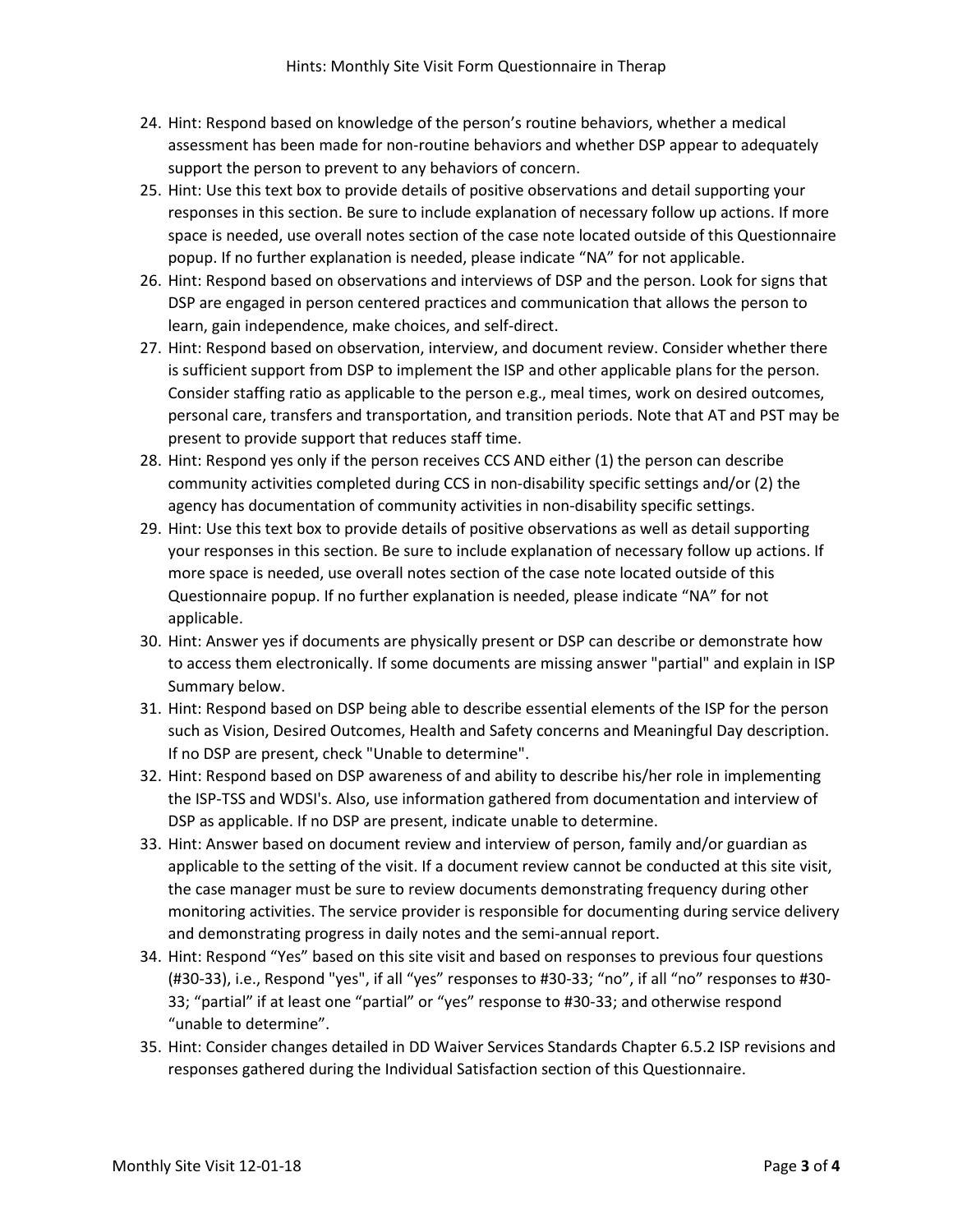24. Hint: Respond based on knowledge of the person's routine behaviors, whether a medical assessment has been made for non-routine behaviors and whether DSP appear to adequately support the person to prevent to any behaviors of concern.
25. Hint: Use this text box to provide details of positive observations and detail supporting your responses in this section. Be sure to include explanation of necessary follow up actions. If more space is needed, use overall notes section of the case note located outside of this Questionnaire popup. If no further explanation is needed, please indicate "NA" for not applicable.
26. Hint: Respond based on observations and interviews of DSP and the person. Look for signs that DSP are engaged in person centered practices and communication that allows the person to learn, gain independence, make choices, and self-direct.
27. Hint: Respond based on observation, interview, and document review. Consider whether there is sufficient support from DSP to implement the ISP and other applicable plans for the person. Consider staffing ratio as applicable to the person e.g., meal times, work on desired outcomes, personal care, transfers and transportation, and transition periods. Note that AT and PST may be present to provide support that reduces staff time.
28. Hint: Respond yes only if the person receives CCS AND either (1) the person can describe community activities completed during CCS in non-disability specific settings and/or (2) the agency has documentation of community activities in non-disability specific settings.
29. Hint: Use this text box to provide details of positive observations as well as detail supporting your responses in this section. Be sure to include explanation of necessary follow up actions. If more space is needed, use overall notes section of the case note located outside of this Questionnaire popup. If no further explanation is needed, please indicate "NA" for not applicable.
30. Hint: Answer yes if documents are physically present or DSP can describe or demonstrate how to access them electronically. If some documents are missing answer "partial" and explain in ISP Summary below.
31. Hint: Respond based on DSP being able to describe essential elements of the ISP for the person such as Vision, Desired Outcomes, Health and Safety concerns and Meaningful Day description. If no DSP are present, check "Unable to determine".
32. Hint: Respond based on DSP awareness of and ability to describe his/her role in implementing the ISP-TSS and WDSI's. Also, use information gathered from documentation and interview of DSP as applicable. If no DSP are present, indicate unable to determine.
33. Hint: Answer based on document review and interview of person, family and/or guardian as applicable to the setting of the visit. If a document review cannot be conducted at this site visit, the case manager must be sure to review documents demonstrating frequency during other monitoring activities. The service provider is responsible for documenting during service delivery and demonstrating progress in daily notes and the semi-annual report.
34. Hint: Respond "Yes" based on this site visit and based on responses to previous four questions (#30-33), i.e., Respond "yes", if all "yes" responses to #30-33; "no", if all "no" responses to #30-33; "partial" if at least one "partial" or "yes" response to #30-33; and otherwise respond "unable to determine".
35. Hint: Consider changes detailed in DD Waiver Services Standards Chapter 6.5.2 ISP revisions and responses gathered during the Individual Satisfaction section of this Questionnaire.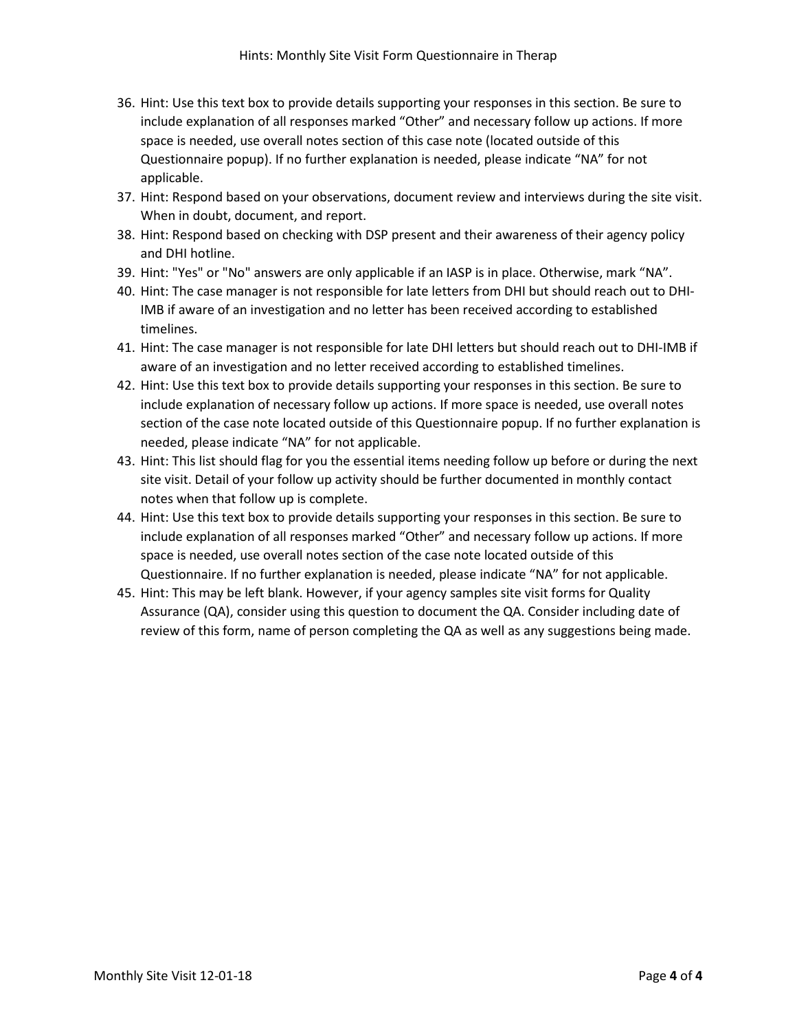36. Hint: Use this text box to provide details supporting your responses in this section. Be sure to include explanation of all responses marked “Other” and necessary follow up actions. If more space is needed, use overall notes section of this case note (located outside of this Questionnaire popup). If no further explanation is needed, please indicate “NA” for not applicable.
37. Hint: Respond based on your observations, document review and interviews during the site visit. When in doubt, document, and report.
38. Hint: Respond based on checking with DSP present and their awareness of their agency policy and DHI hotline.
39. Hint: "Yes" or "No" answers are only applicable if an IASP is in place. Otherwise, mark “NA”.
40. Hint: The case manager is not responsible for late letters from DHI but should reach out to DHI-IMB if aware of an investigation and no letter has been received according to established timelines.
41. Hint: The case manager is not responsible for late DHI letters but should reach out to DHI-IMB if aware of an investigation and no letter received according to established timelines.
42. Hint: Use this text box to provide details supporting your responses in this section. Be sure to include explanation of necessary follow up actions. If more space is needed, use overall notes section of the case note located outside of this Questionnaire popup. If no further explanation is needed, please indicate “NA” for not applicable.
43. Hint: This list should flag for you the essential items needing follow up before or during the next site visit. Detail of your follow up activity should be further documented in monthly contact notes when that follow up is complete.
44. Hint: Use this text box to provide details supporting your responses in this section. Be sure to include explanation of all responses marked “Other” and necessary follow up actions. If more space is needed, use overall notes section of the case note located outside of this Questionnaire. If no further explanation is needed, please indicate “NA” for not applicable.
45. Hint: This may be left blank. However, if your agency samples site visit forms for Quality Assurance (QA), consider using this question to document the QA. Consider including date of review of this form, name of person completing the QA as well as any suggestions being made.